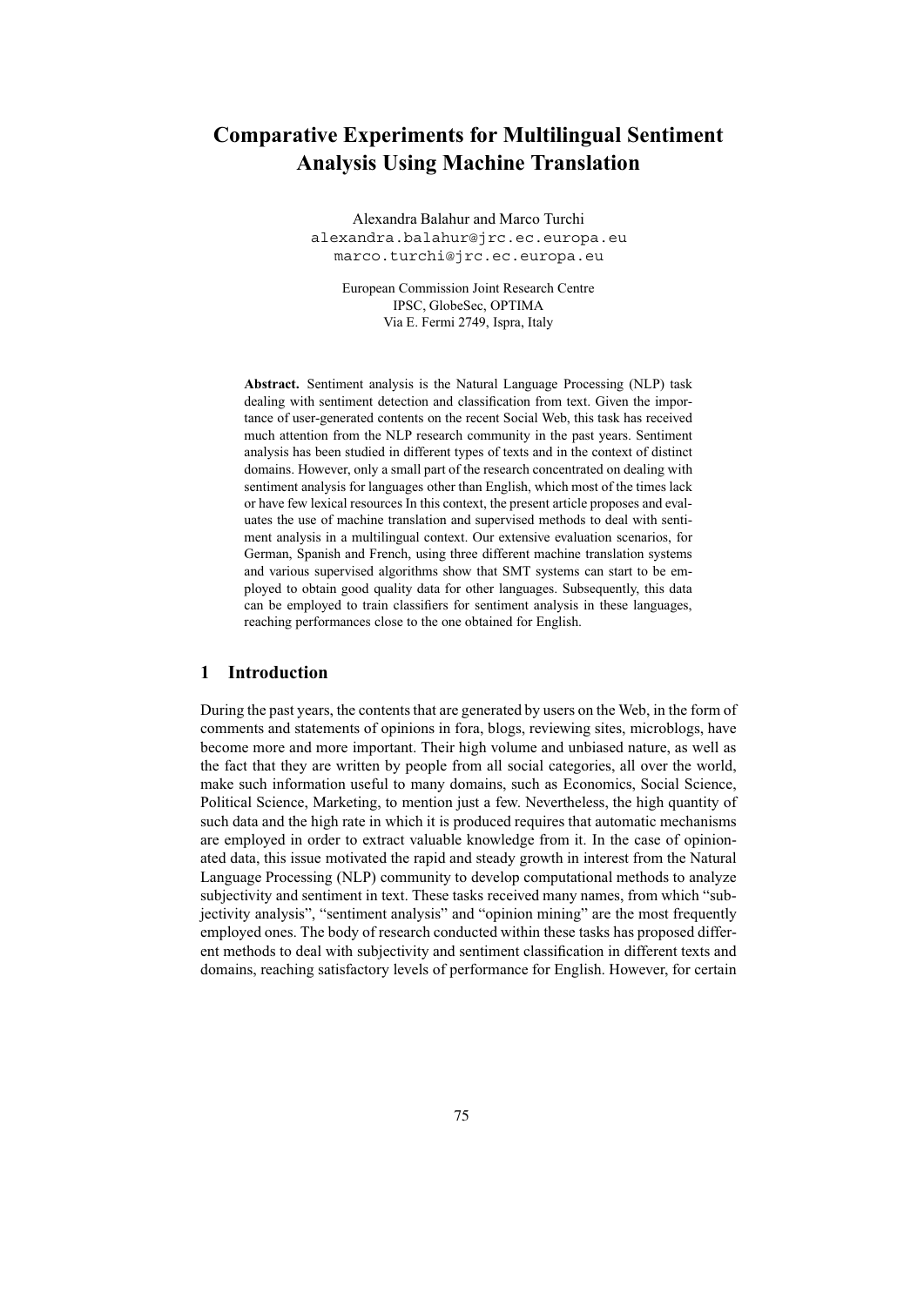# Comparative Experiments for Multilingual Sentiment Analysis Using Machine Translation

Alexandra Balahur and Marco Turchi
alexandra.balahur@jrc.ec.europa.eu
marco.turchi@jrc.ec.europa.eu

European Commission Joint Research Centre
IPSC, GlobeSec, OPTIMA
Via E. Fermi 2749, Ispra, Italy

**Abstract.** Sentiment analysis is the Natural Language Processing (NLP) task dealing with sentiment detection and classification from text. Given the importance of user-generated contents on the recent Social Web, this task has received much attention from the NLP research community in the past years. Sentiment analysis has been studied in different types of texts and in the context of distinct domains. However, only a small part of the research concentrated on dealing with sentiment analysis for languages other than English, which most of the times lack or have few lexical resources In this context, the present article proposes and evaluates the use of machine translation and supervised methods to deal with sentiment analysis in a multilingual context. Our extensive evaluation scenarios, for German, Spanish and French, using three different machine translation systems and various supervised algorithms show that SMT systems can start to be employed to obtain good quality data for other languages. Subsequently, this data can be employed to train classifiers for sentiment analysis in these languages, reaching performances close to the one obtained for English.

## 1 Introduction

During the past years, the contents that are generated by users on the Web, in the form of comments and statements of opinions in fora, blogs, reviewing sites, microblogs, have become more and more important. Their high volume and unbiased nature, as well as the fact that they are written by people from all social categories, all over the world, make such information useful to many domains, such as Economics, Social Science, Political Science, Marketing, to mention just a few. Nevertheless, the high quantity of such data and the high rate in which it is produced requires that automatic mechanisms are employed in order to extract valuable knowledge from it. In the case of opinionated data, this issue motivated the rapid and steady growth in interest from the Natural Language Processing (NLP) community to develop computational methods to analyze subjectivity and sentiment in text. These tasks received many names, from which "subjectivity analysis", "sentiment analysis" and "opinion mining" are the most frequently employed ones. The body of research conducted within these tasks has proposed different methods to deal with subjectivity and sentiment classification in different texts and domains, reaching satisfactory levels of performance for English. However, for certain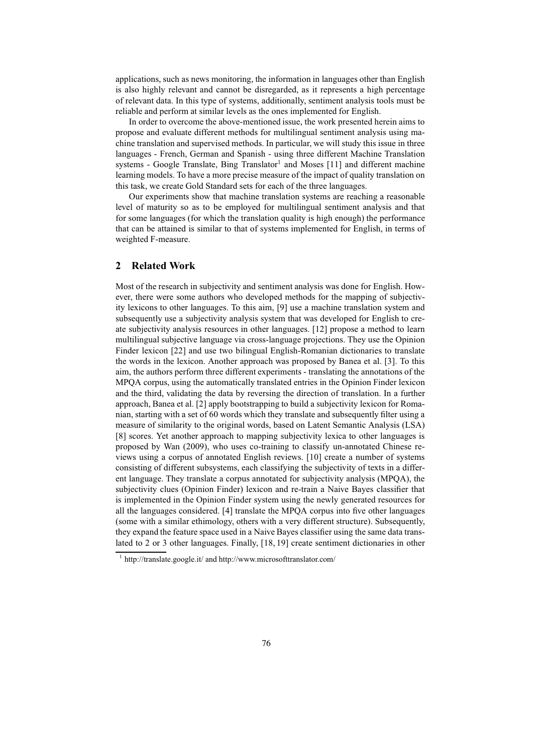applications, such as news monitoring, the information in languages other than English is also highly relevant and cannot be disregarded, as it represents a high percentage of relevant data. In this type of systems, additionally, sentiment analysis tools must be reliable and perform at similar levels as the ones implemented for English.

In order to overcome the above-mentioned issue, the work presented herein aims to propose and evaluate different methods for multilingual sentiment analysis using machine translation and supervised methods. In particular, we will study this issue in three languages - French, German and Spanish - using three different Machine Translation systems - Google Translate, Bing Translator[1] and Moses [11] and different machine learning models. To have a more precise measure of the impact of quality translation on this task, we create Gold Standard sets for each of the three languages.

Our experiments show that machine translation systems are reaching a reasonable level of maturity so as to be employed for multilingual sentiment analysis and that for some languages (for which the translation quality is high enough) the performance that can be attained is similar to that of systems implemented for English, in terms of weighted F-measure.

## 2 Related Work

Most of the research in subjectivity and sentiment analysis was done for English. However, there were some authors who developed methods for the mapping of subjectivity lexicons to other languages. To this aim, [9] use a machine translation system and subsequently use a subjectivity analysis system that was developed for English to create subjectivity analysis resources in other languages. [12] propose a method to learn multilingual subjective language via cross-language projections. They use the Opinion Finder lexicon [22] and use two bilingual English-Romanian dictionaries to translate the words in the lexicon. Another approach was proposed by Banea et al. [3]. To this aim, the authors perform three different experiments - translating the annotations of the MPQA corpus, using the automatically translated entries in the Opinion Finder lexicon and the third, validating the data by reversing the direction of translation. In a further approach, Banea et al. [2] apply bootstrapping to build a subjectivity lexicon for Romanian, starting with a set of 60 words which they translate and subsequently filter using a measure of similarity to the original words, based on Latent Semantic Analysis (LSA) [8] scores. Yet another approach to mapping subjectivity lexica to other languages is proposed by Wan (2009), who uses co-training to classify un-annotated Chinese reviews using a corpus of annotated English reviews. [10] create a number of systems consisting of different subsystems, each classifying the subjectivity of texts in a different language. They translate a corpus annotated for subjectivity analysis (MPQA), the subjectivity clues (Opinion Finder) lexicon and re-train a Naive Bayes classifier that is implemented in the Opinion Finder system using the newly generated resources for all the languages considered. [4] translate the MPQA corpus into five other languages (some with a similar ethimology, others with a very different structure). Subsequently, they expand the feature space used in a Naive Bayes classifier using the same data translated to 2 or 3 other languages. Finally, [18, 19] create sentiment dictionaries in other

[1] http://translate.google.it/ and http://www.microsofttranslator.com/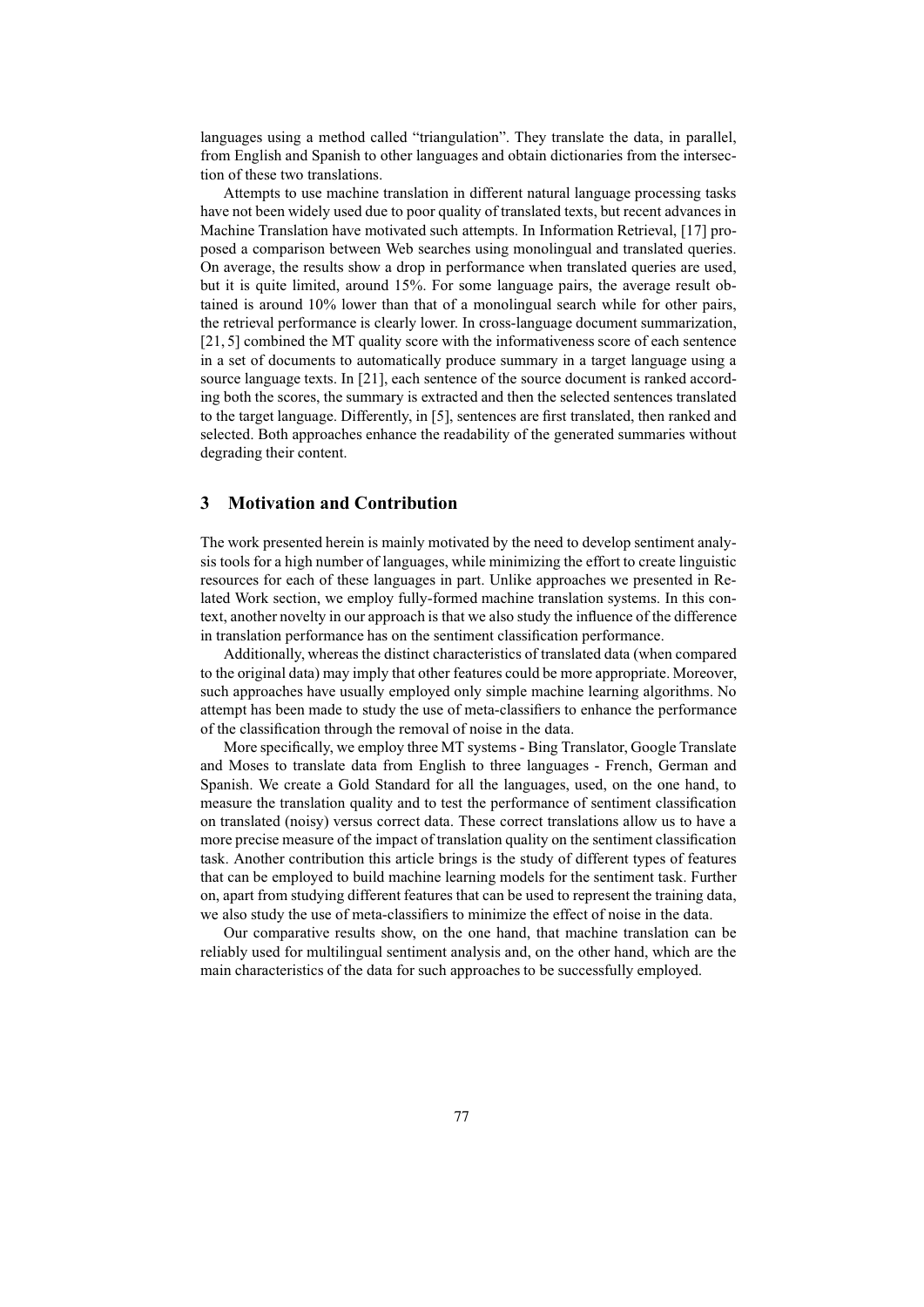languages using a method called "triangulation". They translate the data, in parallel, from English and Spanish to other languages and obtain dictionaries from the intersection of these two translations.

Attempts to use machine translation in different natural language processing tasks have not been widely used due to poor quality of translated texts, but recent advances in Machine Translation have motivated such attempts. In Information Retrieval, [17] proposed a comparison between Web searches using monolingual and translated queries. On average, the results show a drop in performance when translated queries are used, but it is quite limited, around 15%. For some language pairs, the average result obtained is around 10% lower than that of a monolingual search while for other pairs, the retrieval performance is clearly lower. In cross-language document summarization, [21, 5] combined the MT quality score with the informativeness score of each sentence in a set of documents to automatically produce summary in a target language using a source language texts. In [21], each sentence of the source document is ranked according both the scores, the summary is extracted and then the selected sentences translated to the target language. Differently, in [5], sentences are first translated, then ranked and selected. Both approaches enhance the readability of the generated summaries without degrading their content.

## 3 Motivation and Contribution

The work presented herein is mainly motivated by the need to develop sentiment analysis tools for a high number of languages, while minimizing the effort to create linguistic resources for each of these languages in part. Unlike approaches we presented in Related Work section, we employ fully-formed machine translation systems. In this context, another novelty in our approach is that we also study the influence of the difference in translation performance has on the sentiment classification performance.

Additionally, whereas the distinct characteristics of translated data (when compared to the original data) may imply that other features could be more appropriate. Moreover, such approaches have usually employed only simple machine learning algorithms. No attempt has been made to study the use of meta-classifiers to enhance the performance of the classification through the removal of noise in the data.

More specifically, we employ three MT systems - Bing Translator, Google Translate and Moses to translate data from English to three languages - French, German and Spanish. We create a Gold Standard for all the languages, used, on the one hand, to measure the translation quality and to test the performance of sentiment classification on translated (noisy) versus correct data. These correct translations allow us to have a more precise measure of the impact of translation quality on the sentiment classification task. Another contribution this article brings is the study of different types of features that can be employed to build machine learning models for the sentiment task. Further on, apart from studying different features that can be used to represent the training data, we also study the use of meta-classifiers to minimize the effect of noise in the data.

Our comparative results show, on the one hand, that machine translation can be reliably used for multilingual sentiment analysis and, on the other hand, which are the main characteristics of the data for such approaches to be successfully employed.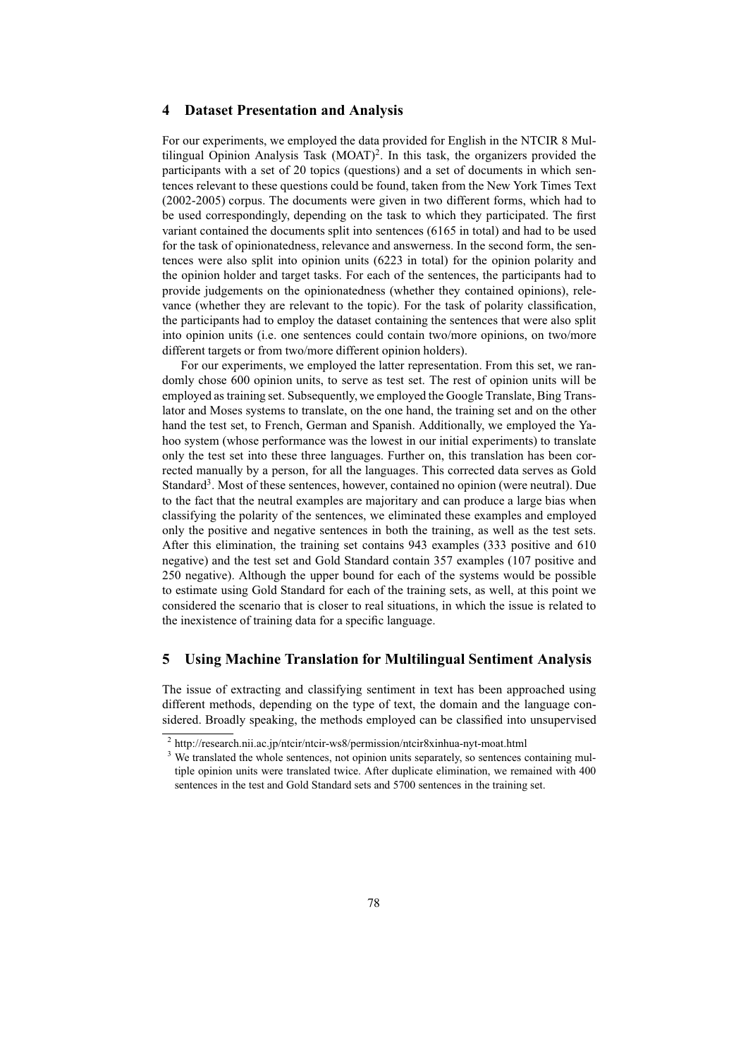## 4 Dataset Presentation and Analysis

For our experiments, we employed the data provided for English in the NTCIR 8 Multilingual Opinion Analysis Task (MOAT)[2]. In this task, the organizers provided the participants with a set of 20 topics (questions) and a set of documents in which sentences relevant to these questions could be found, taken from the New York Times Text (2002-2005) corpus. The documents were given in two different forms, which had to be used correspondingly, depending on the task to which they participated. The first variant contained the documents split into sentences (6165 in total) and had to be used for the task of opinionatedness, relevance and answerness. In the second form, the sentences were also split into opinion units (6223 in total) for the opinion polarity and the opinion holder and target tasks. For each of the sentences, the participants had to provide judgements on the opinionatedness (whether they contained opinions), relevance (whether they are relevant to the topic). For the task of polarity classification, the participants had to employ the dataset containing the sentences that were also split into opinion units (i.e. one sentences could contain two/more opinions, on two/more different targets or from two/more different opinion holders).

For our experiments, we employed the latter representation. From this set, we randomly chose 600 opinion units, to serve as test set. The rest of opinion units will be employed as training set. Subsequently, we employed the Google Translate, Bing Translator and Moses systems to translate, on the one hand, the training set and on the other hand the test set, to French, German and Spanish. Additionally, we employed the Yahoo system (whose performance was the lowest in our initial experiments) to translate only the test set into these three languages. Further on, this translation has been corrected manually by a person, for all the languages. This corrected data serves as Gold Standard[3]. Most of these sentences, however, contained no opinion (were neutral). Due to the fact that the neutral examples are majoritary and can produce a large bias when classifying the polarity of the sentences, we eliminated these examples and employed only the positive and negative sentences in both the training, as well as the test sets. After this elimination, the training set contains 943 examples (333 positive and 610 negative) and the test set and Gold Standard contain 357 examples (107 positive and 250 negative). Although the upper bound for each of the systems would be possible to estimate using Gold Standard for each of the training sets, as well, at this point we considered the scenario that is closer to real situations, in which the issue is related to the inexistence of training data for a specific language.

## 5 Using Machine Translation for Multilingual Sentiment Analysis

The issue of extracting and classifying sentiment in text has been approached using different methods, depending on the type of text, the domain and the language considered. Broadly speaking, the methods employed can be classified into unsupervised

[2] http://research.nii.ac.jp/ntcir/ntcir-ws8/permission/ntcir8xinhua-nyt-moat.html

[3] We translated the whole sentences, not opinion units separately, so sentences containing multiple opinion units were translated twice. After duplicate elimination, we remained with 400 sentences in the test and Gold Standard sets and 5700 sentences in the training set.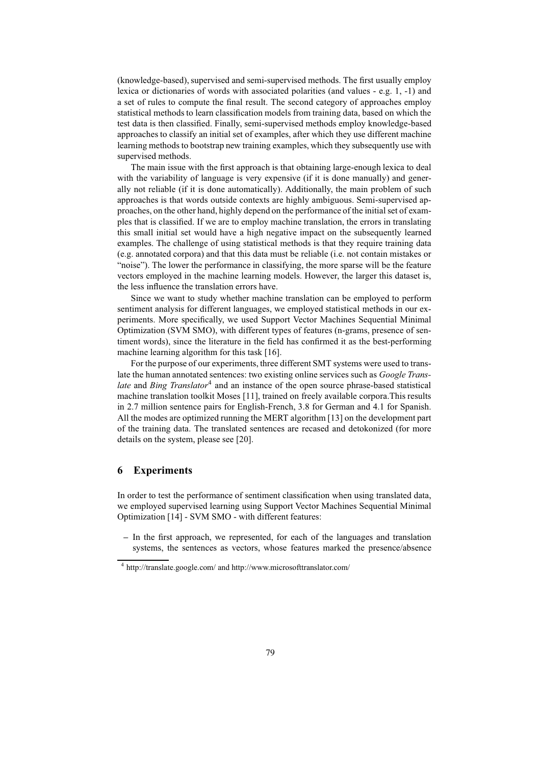(knowledge-based), supervised and semi-supervised methods. The first usually employ lexica or dictionaries of words with associated polarities (and values - e.g. 1, -1) and a set of rules to compute the final result. The second category of approaches employ statistical methods to learn classification models from training data, based on which the test data is then classified. Finally, semi-supervised methods employ knowledge-based approaches to classify an initial set of examples, after which they use different machine learning methods to bootstrap new training examples, which they subsequently use with supervised methods.

The main issue with the first approach is that obtaining large-enough lexica to deal with the variability of language is very expensive (if it is done manually) and generally not reliable (if it is done automatically). Additionally, the main problem of such approaches is that words outside contexts are highly ambiguous. Semi-supervised approaches, on the other hand, highly depend on the performance of the initial set of examples that is classified. If we are to employ machine translation, the errors in translating this small initial set would have a high negative impact on the subsequently learned examples. The challenge of using statistical methods is that they require training data (e.g. annotated corpora) and that this data must be reliable (i.e. not contain mistakes or "noise"). The lower the performance in classifying, the more sparse will be the feature vectors employed in the machine learning models. However, the larger this dataset is, the less influence the translation errors have.

Since we want to study whether machine translation can be employed to perform sentiment analysis for different languages, we employed statistical methods in our experiments. More specifically, we used Support Vector Machines Sequential Minimal Optimization (SVM SMO), with different types of features (n-grams, presence of sentiment words), since the literature in the field has confirmed it as the best-performing machine learning algorithm for this task [16].

For the purpose of our experiments, three different SMT systems were used to translate the human annotated sentences: two existing online services such as *Google Translate* and *Bing Translator*[4] and an instance of the open source phrase-based statistical machine translation toolkit Moses [11], trained on freely available corpora.This results in 2.7 million sentence pairs for English-French, 3.8 for German and 4.1 for Spanish. All the modes are optimized running the MERT algorithm [13] on the development part of the training data. The translated sentences are recased and detokonized (for more details on the system, please see [20].

## 6 Experiments

In order to test the performance of sentiment classification when using translated data, we employed supervised learning using Support Vector Machines Sequential Minimal Optimization [14] - SVM SMO - with different features:

- In the first approach, we represented, for each of the languages and translation systems, the sentences as vectors, whose features marked the presence/absence

[4] http://translate.google.com/ and http://www.microsofttranslator.com/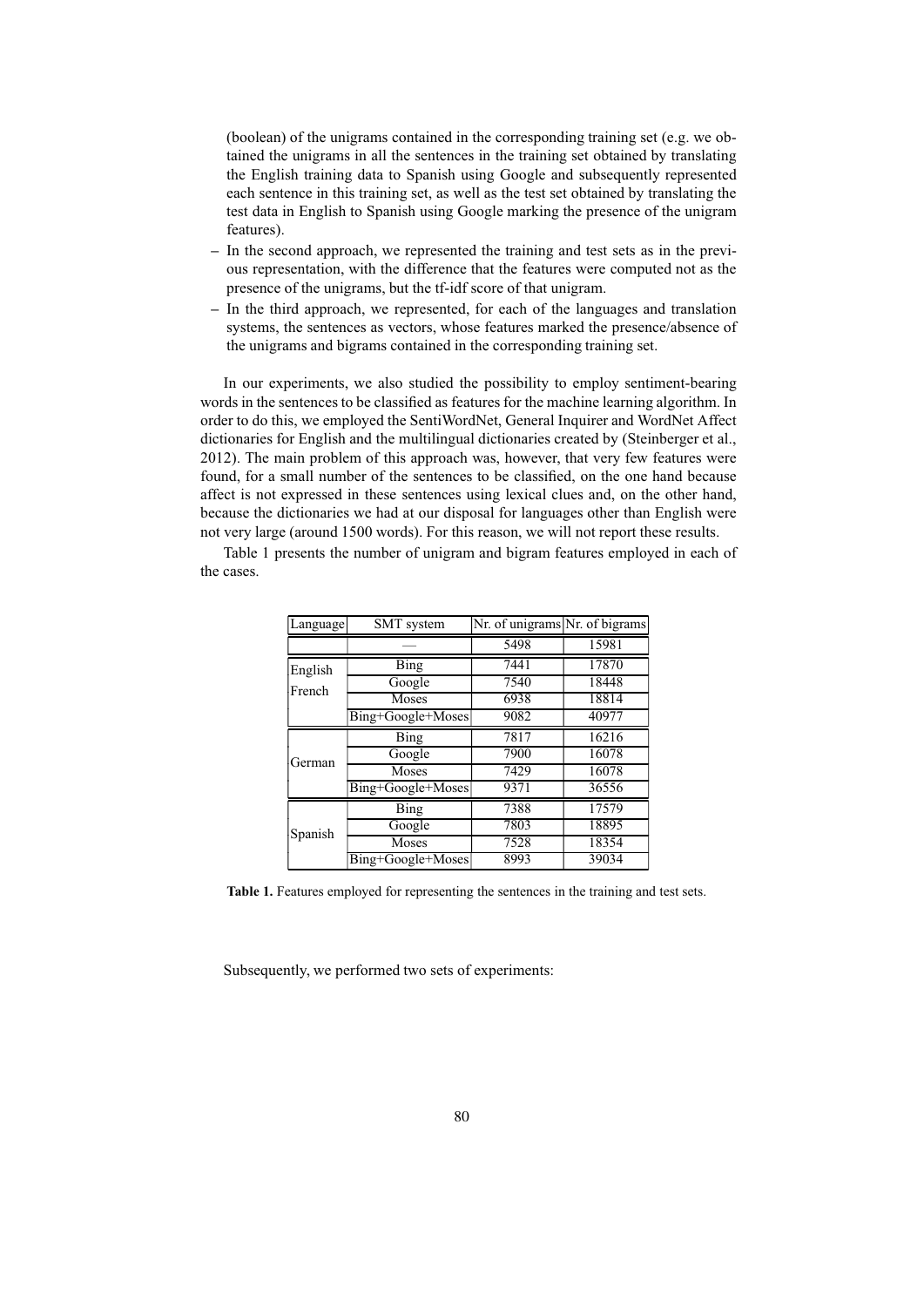(boolean) of the unigrams contained in the corresponding training set (e.g. we obtained the unigrams in all the sentences in the training set obtained by translating the English training data to Spanish using Google and subsequently represented each sentence in this training set, as well as the test set obtained by translating the test data in English to Spanish using Google marking the presence of the unigram features).

- In the second approach, we represented the training and test sets as in the previous representation, with the difference that the features were computed not as the presence of the unigrams, but the tf-idf score of that unigram.
- In the third approach, we represented, for each of the languages and translation systems, the sentences as vectors, whose features marked the presence/absence of the unigrams and bigrams contained in the corresponding training set.

In our experiments, we also studied the possibility to employ sentiment-bearing words in the sentences to be classified as features for the machine learning algorithm. In order to do this, we employed the SentiWordNet, General Inquirer and WordNet Affect dictionaries for English and the multilingual dictionaries created by (Steinberger et al., 2012). The main problem of this approach was, however, that very few features were found, for a small number of the sentences to be classified, on the one hand because affect is not expressed in these sentences using lexical clues and, on the other hand, because the dictionaries we had at our disposal for languages other than English were not very large (around 1500 words). For this reason, we will not report these results.

Table 1 presents the number of unigram and bigram features employed in each of the cases.

| Language | SMT system | Nr. of unigrams | Nr. of bigrams |
|---|---|---|---|
| English | — | 5498 | 15981 |
| French | Bing | 7441 | 17870 |
| | Google | 7540 | 18448 |
| | Moses | 6938 | 18814 |
| | Bing+Google+Moses | 9082 | 40977 |
| German | Bing | 7817 | 16216 |
| | Google | 7900 | 16078 |
| | Moses | 7429 | 16078 |
| | Bing+Google+Moses | 9371 | 36556 |
| Spanish | Bing | 7388 | 17579 |
| | Google | 7803 | 18895 |
| | Moses | 7528 | 18354 |
| | Bing+Google+Moses | 8993 | 39034 |

**Table 1.** Features employed for representing the sentences in the training and test sets.

Subsequently, we performed two sets of experiments: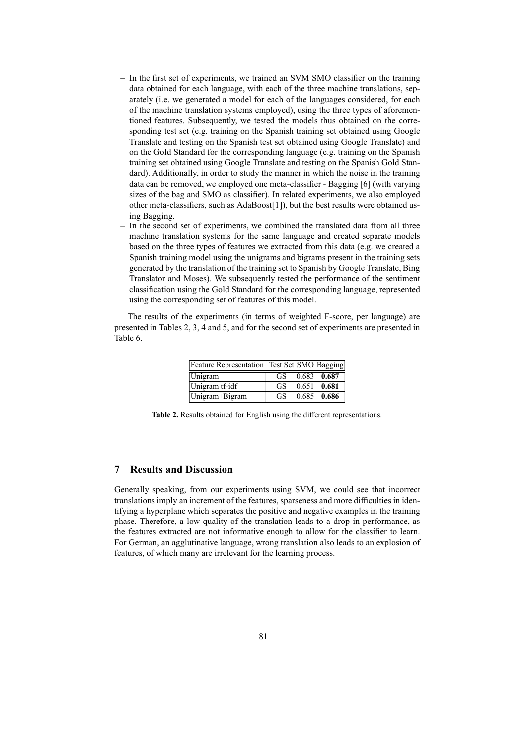- In the first set of experiments, we trained an SVM SMO classifier on the training data obtained for each language, with each of the three machine translations, separately (i.e. we generated a model for each of the languages considered, for each of the machine translation systems employed), using the three types of aforementioned features. Subsequently, we tested the models thus obtained on the corresponding test set (e.g. training on the Spanish training set obtained using Google Translate and testing on the Spanish test set obtained using Google Translate) and on the Gold Standard for the corresponding language (e.g. training on the Spanish training set obtained using Google Translate and testing on the Spanish Gold Standard). Additionally, in order to study the manner in which the noise in the training data can be removed, we employed one meta-classifier - Bagging [6] (with varying sizes of the bag and SMO as classifier). In related experiments, we also employed other meta-classifiers, such as AdaBoost[1]), but the best results were obtained using Bagging.
- In the second set of experiments, we combined the translated data from all three machine translation systems for the same language and created separate models based on the three types of features we extracted from this data (e.g. we created a Spanish training model using the unigrams and bigrams present in the training sets generated by the translation of the training set to Spanish by Google Translate, Bing Translator and Moses). We subsequently tested the performance of the sentiment classification using the Gold Standard for the corresponding language, represented using the corresponding set of features of this model.

The results of the experiments (in terms of weighted F-score, per language) are presented in Tables 2, 3, 4 and 5, and for the second set of experiments are presented in Table 6.

| Feature Representation | Test Set | SMO | Bagging |
|---|---|---|---|
| Unigram | GS | 0.683 | **0.687** |
| Unigram tf-idf | GS | 0.651 | **0.681** |
| Unigram+Bigram | GS | 0.685 | **0.686** |

**Table 2.** Results obtained for English using the different representations.

## 7 Results and Discussion

Generally speaking, from our experiments using SVM, we could see that incorrect translations imply an increment of the features, sparseness and more difficulties in identifying a hyperplane which separates the positive and negative examples in the training phase. Therefore, a low quality of the translation leads to a drop in performance, as the features extracted are not informative enough to allow for the classifier to learn. For German, an agglutinative language, wrong translation also leads to an explosion of features, of which many are irrelevant for the learning process.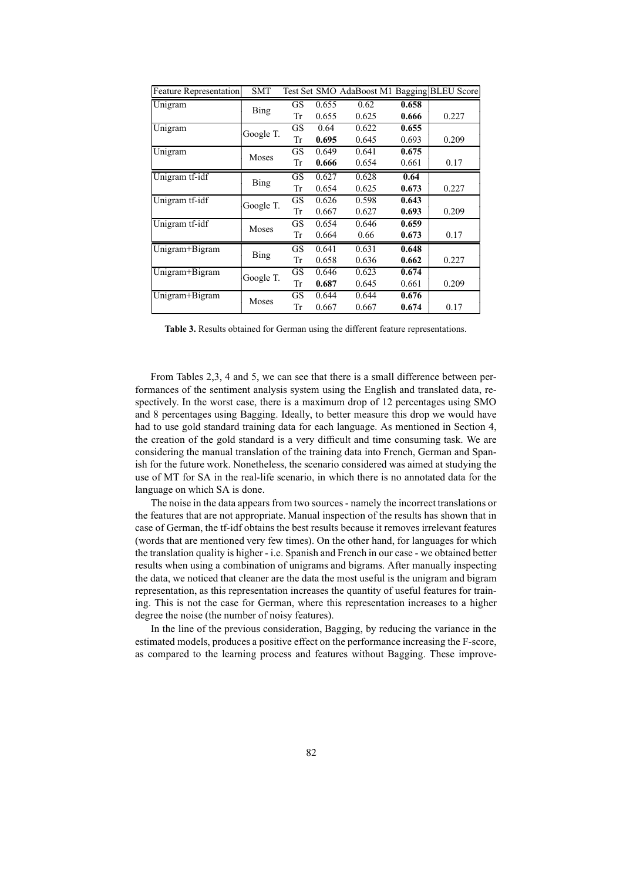| Feature Representation | SMT | Test Set | SMO | AdaBoost M1 | Bagging | BLEU Score |
|---|---|---|---|---|---|---|
| Unigram | Bing | GS | 0.655 | 0.62 | **0.658** | |
| | | Tr | 0.655 | 0.625 | **0.666** | 0.227 |
| Unigram | Google T. | GS | 0.64 | 0.622 | **0.655** | |
| | | Tr | **0.695** | 0.645 | 0.693 | 0.209 |
| Unigram | Moses | GS | 0.649 | 0.641 | **0.675** | |
| | | Tr | **0.666** | 0.654 | 0.661 | 0.17 |
| Unigram tf-idf | Bing | GS | 0.627 | 0.628 | **0.64** | |
| | | Tr | 0.654 | 0.625 | **0.673** | 0.227 |
| Unigram tf-idf | Google T. | GS | 0.626 | 0.598 | **0.643** | |
| | | Tr | 0.667 | 0.627 | **0.693** | 0.209 |
| Unigram tf-idf | Moses | GS | 0.654 | 0.646 | **0.659** | |
| | | Tr | 0.664 | 0.66 | **0.673** | 0.17 |
| Unigram+Bigram | Bing | GS | 0.641 | 0.631 | **0.648** | |
| | | Tr | 0.658 | 0.636 | **0.662** | 0.227 |
| Unigram+Bigram | Google T. | GS | 0.646 | 0.623 | **0.674** | |
| | | Tr | **0.687** | 0.645 | 0.661 | 0.209 |
| Unigram+Bigram | Moses | GS | 0.644 | 0.644 | **0.676** | |
| | | Tr | 0.667 | 0.667 | **0.674** | 0.17 |

**Table 3.** Results obtained for German using the different feature representations.

From Tables 2,3, 4 and 5, we can see that there is a small difference between performances of the sentiment analysis system using the English and translated data, respectively. In the worst case, there is a maximum drop of 12 percentages using SMO and 8 percentages using Bagging. Ideally, to better measure this drop we would have had to use gold standard training data for each language. As mentioned in Section 4, the creation of the gold standard is a very difficult and time consuming task. We are considering the manual translation of the training data into French, German and Spanish for the future work. Nonetheless, the scenario considered was aimed at studying the use of MT for SA in the real-life scenario, in which there is no annotated data for the language on which SA is done.

The noise in the data appears from two sources - namely the incorrect translations or the features that are not appropriate. Manual inspection of the results has shown that in case of German, the tf-idf obtains the best results because it removes irrelevant features (words that are mentioned very few times). On the other hand, for languages for which the translation quality is higher - i.e. Spanish and French in our case - we obtained better results when using a combination of unigrams and bigrams. After manually inspecting the data, we noticed that cleaner are the data the most useful is the unigram and bigram representation, as this representation increases the quantity of useful features for training. This is not the case for German, where this representation increases to a higher degree the noise (the number of noisy features).

In the line of the previous consideration, Bagging, by reducing the variance in the estimated models, produces a positive effect on the performance increasing the F-score, as compared to the learning process and features without Bagging. These improve-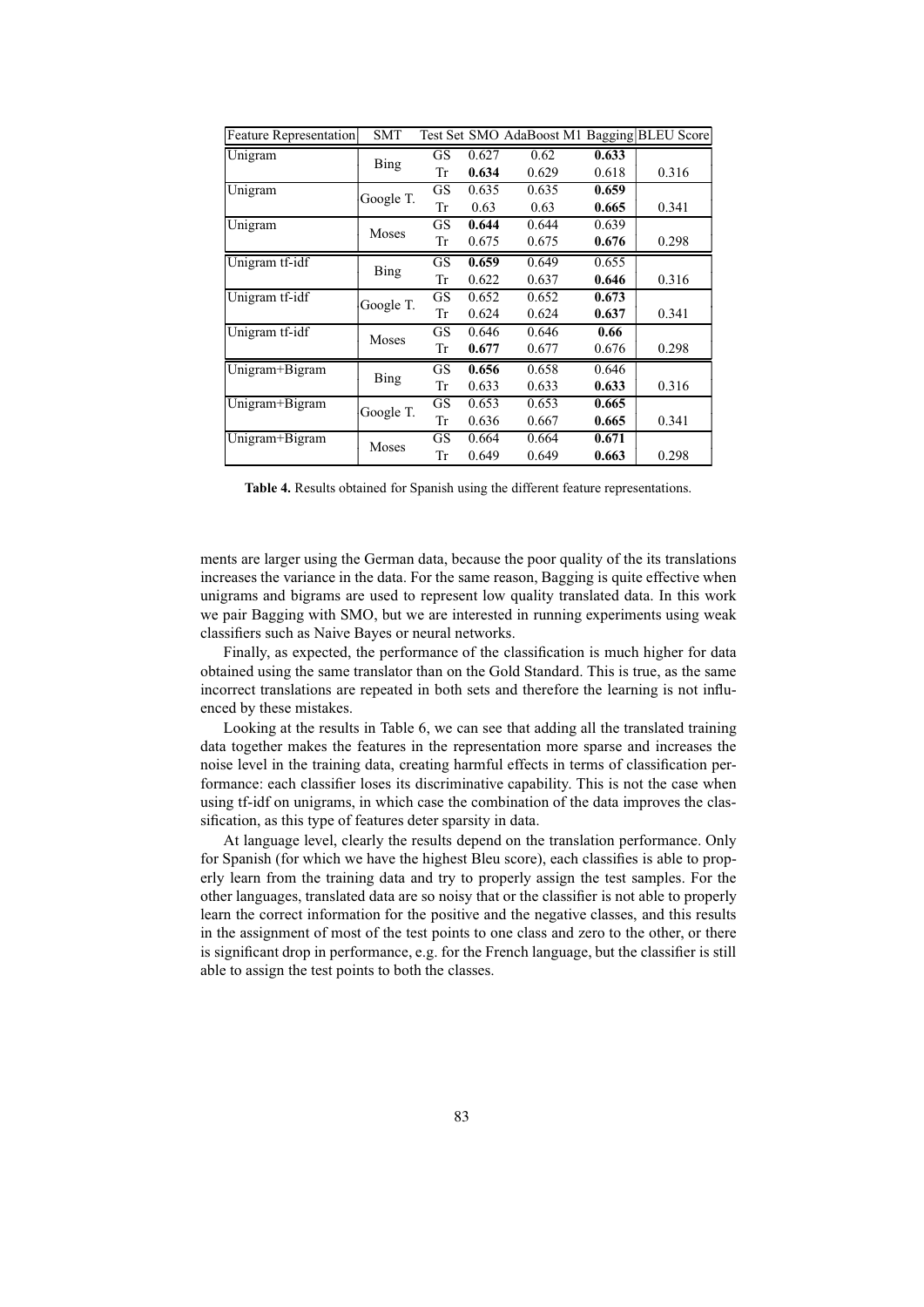| Feature Representation | SMT | Test Set | SMO | AdaBoost M1 | Bagging | BLEU Score |
|---|---|---|---|---|---|---|
| Unigram | Bing | GS | 0.627 | 0.62 | **0.633** | |
| | | Tr | **0.634** | 0.629 | 0.618 | 0.316 |
| Unigram | Google T. | GS | 0.635 | 0.635 | **0.659** | |
| | | Tr | 0.63 | 0.63 | **0.665** | 0.341 |
| Unigram | Moses | GS | **0.644** | 0.644 | 0.639 | |
| | | Tr | 0.675 | 0.675 | **0.676** | 0.298 |
| Unigram tf-idf | Bing | GS | **0.659** | 0.649 | 0.655 | |
| | | Tr | 0.622 | 0.637 | **0.646** | 0.316 |
| Unigram tf-idf | Google T. | GS | 0.652 | 0.652 | **0.673** | |
| | | Tr | 0.624 | 0.624 | **0.637** | 0.341 |
| Unigram tf-idf | Moses | GS | 0.646 | 0.646 | **0.66** | |
| | | Tr | **0.677** | 0.677 | 0.676 | 0.298 |
| Unigram+Bigram | Bing | GS | **0.656** | 0.658 | 0.646 | |
| | | Tr | 0.633 | 0.633 | **0.633** | 0.316 |
| Unigram+Bigram | Google T. | GS | 0.653 | 0.653 | **0.665** | |
| | | Tr | 0.636 | 0.667 | **0.665** | 0.341 |
| Unigram+Bigram | Moses | GS | 0.664 | 0.664 | **0.671** | |
| | | Tr | 0.649 | 0.649 | **0.663** | 0.298 |

**Table 4.** Results obtained for Spanish using the different feature representations.

ments are larger using the German data, because the poor quality of the its translations increases the variance in the data. For the same reason, Bagging is quite effective when unigrams and bigrams are used to represent low quality translated data. In this work we pair Bagging with SMO, but we are interested in running experiments using weak classifiers such as Naive Bayes or neural networks.

Finally, as expected, the performance of the classification is much higher for data obtained using the same translator than on the Gold Standard. This is true, as the same incorrect translations are repeated in both sets and therefore the learning is not influenced by these mistakes.

Looking at the results in Table 6, we can see that adding all the translated training data together makes the features in the representation more sparse and increases the noise level in the training data, creating harmful effects in terms of classification performance: each classifier loses its discriminative capability. This is not the case when using tf-idf on unigrams, in which case the combination of the data improves the classification, as this type of features deter sparsity in data.

At language level, clearly the results depend on the translation performance. Only for Spanish (for which we have the highest Bleu score), each classifies is able to properly learn from the training data and try to properly assign the test samples. For the other languages, translated data are so noisy that or the classifier is not able to properly learn the correct information for the positive and the negative classes, and this results in the assignment of most of the test points to one class and zero to the other, or there is significant drop in performance, e.g. for the French language, but the classifier is still able to assign the test points to both the classes.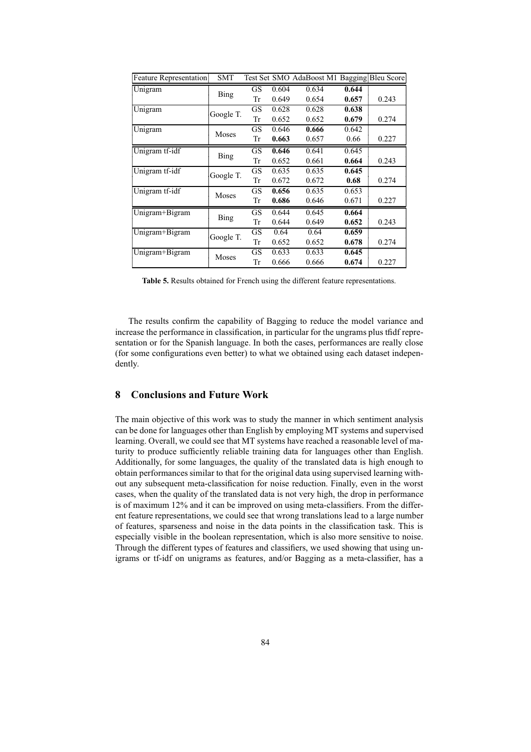| Feature Representation | SMT | Test Set | SMO | AdaBoost M1 | Bagging | Bleu Score |
|---|---|---|---|---|---|---|
| Unigram | Bing | GS | 0.604 | 0.634 | **0.644** | |
| | | Tr | 0.649 | 0.654 | **0.657** | 0.243 |
| Unigram | Google T. | GS | 0.628 | 0.628 | **0.638** | |
| | | Tr | 0.652 | 0.652 | **0.679** | 0.274 |
| Unigram | Moses | GS | 0.646 | **0.666** | 0.642 | |
| | | Tr | **0.663** | 0.657 | 0.66 | 0.227 |
| Unigram tf-idf | Bing | GS | **0.646** | 0.641 | 0.645 | |
| | | Tr | 0.652 | 0.661 | **0.664** | 0.243 |
| Unigram tf-idf | Google T. | GS | 0.635 | 0.635 | **0.645** | |
| | | Tr | 0.672 | 0.672 | **0.68** | 0.274 |
| Unigram tf-idf | Moses | GS | **0.656** | 0.635 | 0.653 | |
| | | Tr | **0.686** | 0.646 | 0.671 | 0.227 |
| Unigram+Bigram | Bing | GS | 0.644 | 0.645 | **0.664** | |
| | | Tr | 0.644 | 0.649 | **0.652** | 0.243 |
| Unigram+Bigram | Google T. | GS | 0.64 | 0.64 | **0.659** | |
| | | Tr | 0.652 | 0.652 | **0.678** | 0.274 |
| Unigram+Bigram | Moses | GS | 0.633 | 0.633 | **0.645** | |
| | | Tr | 0.666 | 0.666 | **0.674** | 0.227 |

**Table 5.** Results obtained for French using the different feature representations.

The results confirm the capability of Bagging to reduce the model variance and increase the performance in classification, in particular for the ungrams plus tfidf representation or for the Spanish language. In both the cases, performances are really close (for some configurations even better) to what we obtained using each dataset independently.

## 8 Conclusions and Future Work

The main objective of this work was to study the manner in which sentiment analysis can be done for languages other than English by employing MT systems and supervised learning. Overall, we could see that MT systems have reached a reasonable level of maturity to produce sufficiently reliable training data for languages other than English. Additionally, for some languages, the quality of the translated data is high enough to obtain performances similar to that for the original data using supervised learning without any subsequent meta-classification for noise reduction. Finally, even in the worst cases, when the quality of the translated data is not very high, the drop in performance is of maximum 12% and it can be improved on using meta-classifiers. From the different feature representations, we could see that wrong translations lead to a large number of features, sparseness and noise in the data points in the classification task. This is especially visible in the boolean representation, which is also more sensitive to noise. Through the different types of features and classifiers, we used showing that using unigrams or tf-idf on unigrams as features, and/or Bagging as a meta-classifier, has a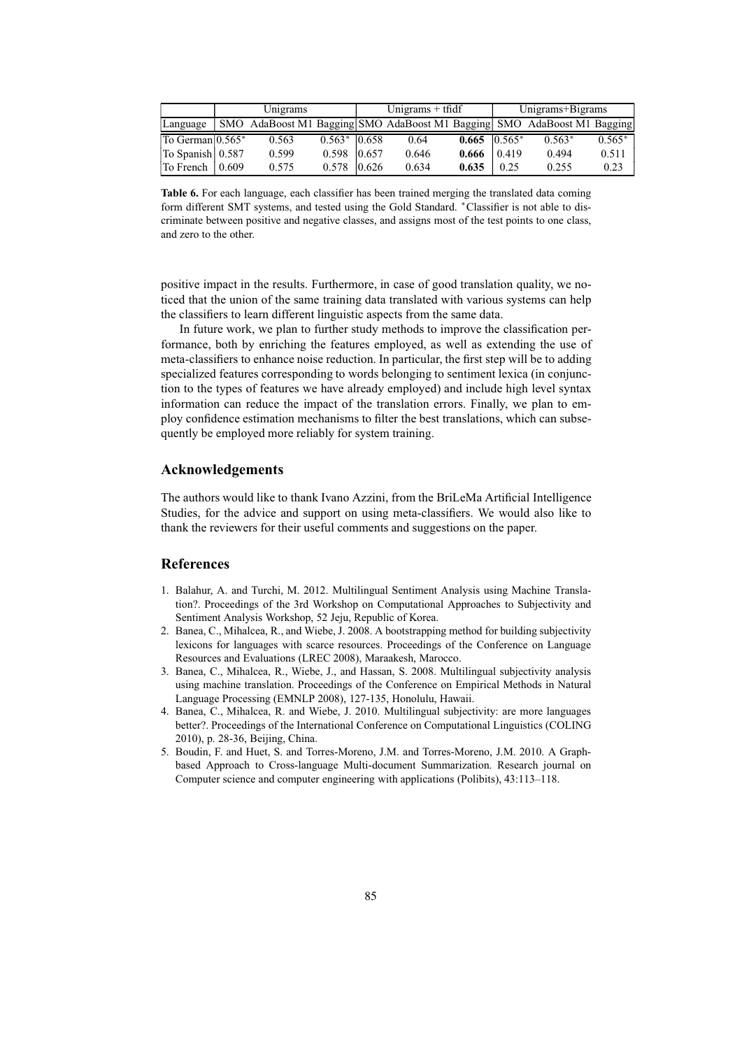| | Unigrams | | | Unigrams + tfidf | | | Unigrams+Bigrams | | |
|---|---|---|---|---|---|---|---|---|---|
| Language | SMO | AdaBoost M1 | Bagging | SMO | AdaBoost M1 | Bagging | SMO | AdaBoost M1 | Bagging |
| To German | 0.565* | 0.563 | 0.563* | 0.658 | 0.64 | **0.665** | 0.565* | 0.563* | 0.565* |
| To Spanish | 0.587 | 0.599 | 0.598 | 0.657 | 0.646 | **0.666** | 0.419 | 0.494 | 0.511 |
| To French | 0.609 | 0.575 | 0.578 | 0.626 | 0.634 | **0.635** | 0.25 | 0.255 | 0.23 |

**Table 6.** For each language, each classifier has been trained merging the translated data coming form different SMT systems, and tested using the Gold Standard. *Classifier is not able to discriminate between positive and negative classes, and assigns most of the test points to one class, and zero to the other.

positive impact in the results. Furthermore, in case of good translation quality, we noticed that the union of the same training data translated with various systems can help the classifiers to learn different linguistic aspects from the same data.

In future work, we plan to further study methods to improve the classification performance, both by enriching the features employed, as well as extending the use of meta-classifiers to enhance noise reduction. In particular, the first step will be to adding specialized features corresponding to words belonging to sentiment lexica (in conjunction to the types of features we have already employed) and include high level syntax information can reduce the impact of the translation errors. Finally, we plan to employ confidence estimation mechanisms to filter the best translations, which can subsequently be employed more reliably for system training.

## Acknowledgements

The authors would like to thank Ivano Azzini, from the BriLeMa Artificial Intelligence Studies, for the advice and support on using meta-classifiers. We would also like to thank the reviewers for their useful comments and suggestions on the paper.

## References

1. Balahur, A. and Turchi, M. 2012. Multilingual Sentiment Analysis using Machine Translation?. Proceedings of the 3rd Workshop on Computational Approaches to Subjectivity and Sentiment Analysis Workshop, 52 Jeju, Republic of Korea.
2. Banea, C., Mihalcea, R., and Wiebe, J. 2008. A bootstrapping method for building subjectivity lexicons for languages with scarce resources. Proceedings of the Conference on Language Resources and Evaluations (LREC 2008), Maraakesh, Marocco.
3. Banea, C., Mihalcea, R., Wiebe, J., and Hassan, S. 2008. Multilingual subjectivity analysis using machine translation. Proceedings of the Conference on Empirical Methods in Natural Language Processing (EMNLP 2008), 127-135, Honolulu, Hawaii.
4. Banea, C., Mihalcea, R. and Wiebe, J. 2010. Multilingual subjectivity: are more languages better?. Proceedings of the International Conference on Computational Linguistics (COLING 2010), p. 28-36, Beijing, China.
5. Boudin, F. and Huet, S. and Torres-Moreno, J.M. and Torres-Moreno, J.M. 2010. A Graph-based Approach to Cross-language Multi-document Summarization. Research journal on Computer science and computer engineering with applications (Polibits), 43:113–118.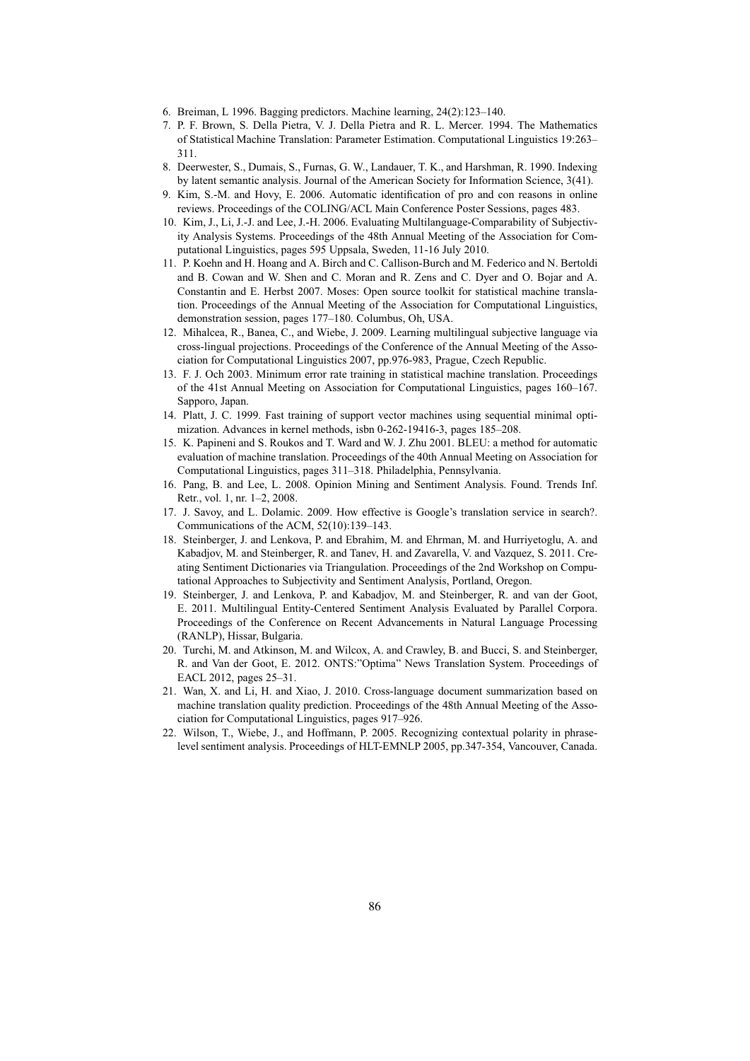6. Breiman, L 1996. Bagging predictors. Machine learning, 24(2):123–140.
7. P. F. Brown, S. Della Pietra, V. J. Della Pietra and R. L. Mercer. 1994. The Mathematics of Statistical Machine Translation: Parameter Estimation. Computational Linguistics 19:263–311.
8. Deerwester, S., Dumais, S., Furnas, G. W., Landauer, T. K., and Harshman, R. 1990. Indexing by latent semantic analysis. Journal of the American Society for Information Science, 3(41).
9. Kim, S.-M. and Hovy, E. 2006. Automatic identification of pro and con reasons in online reviews. Proceedings of the COLING/ACL Main Conference Poster Sessions, pages 483.
10. Kim, J., Li, J.-J. and Lee, J.-H. 2006. Evaluating Multilanguage-Comparability of Subjectivity Analysis Systems. Proceedings of the 48th Annual Meeting of the Association for Computational Linguistics, pages 595 Uppsala, Sweden, 11-16 July 2010.
11. P. Koehn and H. Hoang and A. Birch and C. Callison-Burch and M. Federico and N. Bertoldi and B. Cowan and W. Shen and C. Moran and R. Zens and C. Dyer and O. Bojar and A. Constantin and E. Herbst 2007. Moses: Open source toolkit for statistical machine translation. Proceedings of the Annual Meeting of the Association for Computational Linguistics, demonstration session, pages 177–180. Columbus, Oh, USA.
12. Mihalcea, R., Banea, C., and Wiebe, J. 2009. Learning multilingual subjective language via cross-lingual projections. Proceedings of the Conference of the Annual Meeting of the Association for Computational Linguistics 2007, pp.976-983, Prague, Czech Republic.
13. F. J. Och 2003. Minimum error rate training in statistical machine translation. Proceedings of the 41st Annual Meeting on Association for Computational Linguistics, pages 160–167. Sapporo, Japan.
14. Platt, J. C. 1999. Fast training of support vector machines using sequential minimal optimization. Advances in kernel methods, isbn 0-262-19416-3, pages 185–208.
15. K. Papineni and S. Roukos and T. Ward and W. J. Zhu 2001. BLEU: a method for automatic evaluation of machine translation. Proceedings of the 40th Annual Meeting on Association for Computational Linguistics, pages 311–318. Philadelphia, Pennsylvania.
16. Pang, B. and Lee, L. 2008. Opinion Mining and Sentiment Analysis. Found. Trends Inf. Retr., vol. 1, nr. 1–2, 2008.
17. J. Savoy, and L. Dolamic. 2009. How effective is Google's translation service in search?. Communications of the ACM, 52(10):139–143.
18. Steinberger, J. and Lenkova, P. and Ebrahim, M. and Ehrman, M. and Hurriyetoglu, A. and Kabadjov, M. and Steinberger, R. and Tanev, H. and Zavarella, V. and Vazquez, S. 2011. Creating Sentiment Dictionaries via Triangulation. Proceedings of the 2nd Workshop on Computational Approaches to Subjectivity and Sentiment Analysis, Portland, Oregon.
19. Steinberger, J. and Lenkova, P. and Kabadjov, M. and Steinberger, R. and van der Goot, E. 2011. Multilingual Entity-Centered Sentiment Analysis Evaluated by Parallel Corpora. Proceedings of the Conference on Recent Advancements in Natural Language Processing (RANLP), Hissar, Bulgaria.
20. Turchi, M. and Atkinson, M. and Wilcox, A. and Crawley, B. and Bucci, S. and Steinberger, R. and Van der Goot, E. 2012. ONTS:"Optima" News Translation System. Proceedings of EACL 2012, pages 25–31.
21. Wan, X. and Li, H. and Xiao, J. 2010. Cross-language document summarization based on machine translation quality prediction. Proceedings of the 48th Annual Meeting of the Association for Computational Linguistics, pages 917–926.
22. Wilson, T., Wiebe, J., and Hoffmann, P. 2005. Recognizing contextual polarity in phrase-level sentiment analysis. Proceedings of HLT-EMNLP 2005, pp.347-354, Vancouver, Canada.